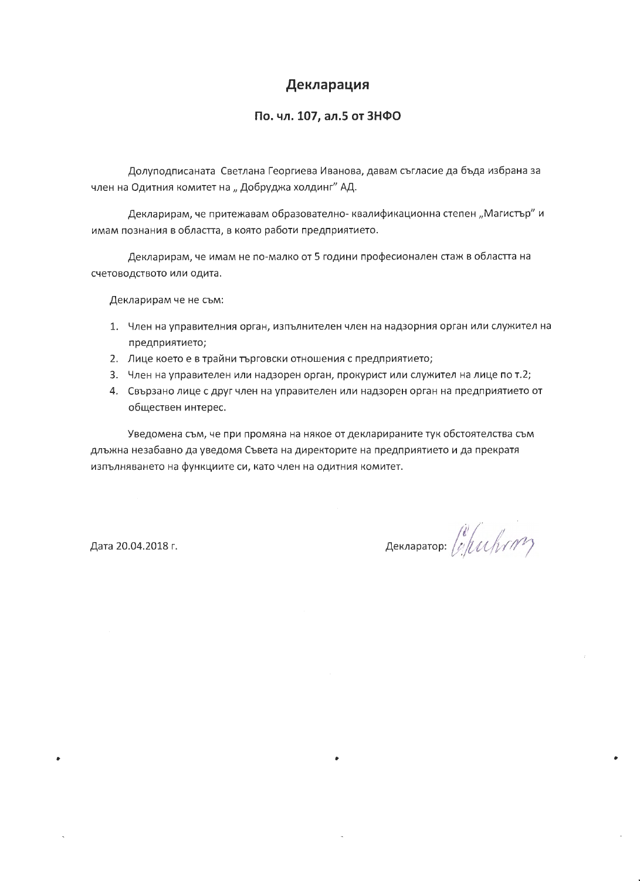# Декларация

## По. чл. 107, ал.5 от ЗНФО

Долуподписаната Светлана Георгиева Иванова, давам съгласие да бъда избрана за член на Одитния комитет на „ Добруджа холдинг" АД.

Декларирам, че притежавам образователно- квалификационна степен „Магистър" и имам познания в областта, в която работи предприятието.

Декларирам, че имам не по-малко от 5 години професионален стаж в областта на счетоводството или одита.

Декларирам че не съм:

1. Член на управителния орган, изпълнителен член на надзорния орган или служител на предприятието;
2. Лице което е в трайни търговски отношения с предприятието;
3. Член на управителен или надзорен орган, прокурист или служител на лице по т.2;
4. Свързано лице с друг член на управителен или надзорен орган на предприятието от обществен интерес.

Уведомена съм, че при промяна на някое от декларираните тук обстоятелства съм длъжна незабавно да уведомя Съвета на директорите на предприятието и да прекратя изпълняването на функциите си, като член на одитния комитет.

Дата 20.04.2018 г.

Декларатор: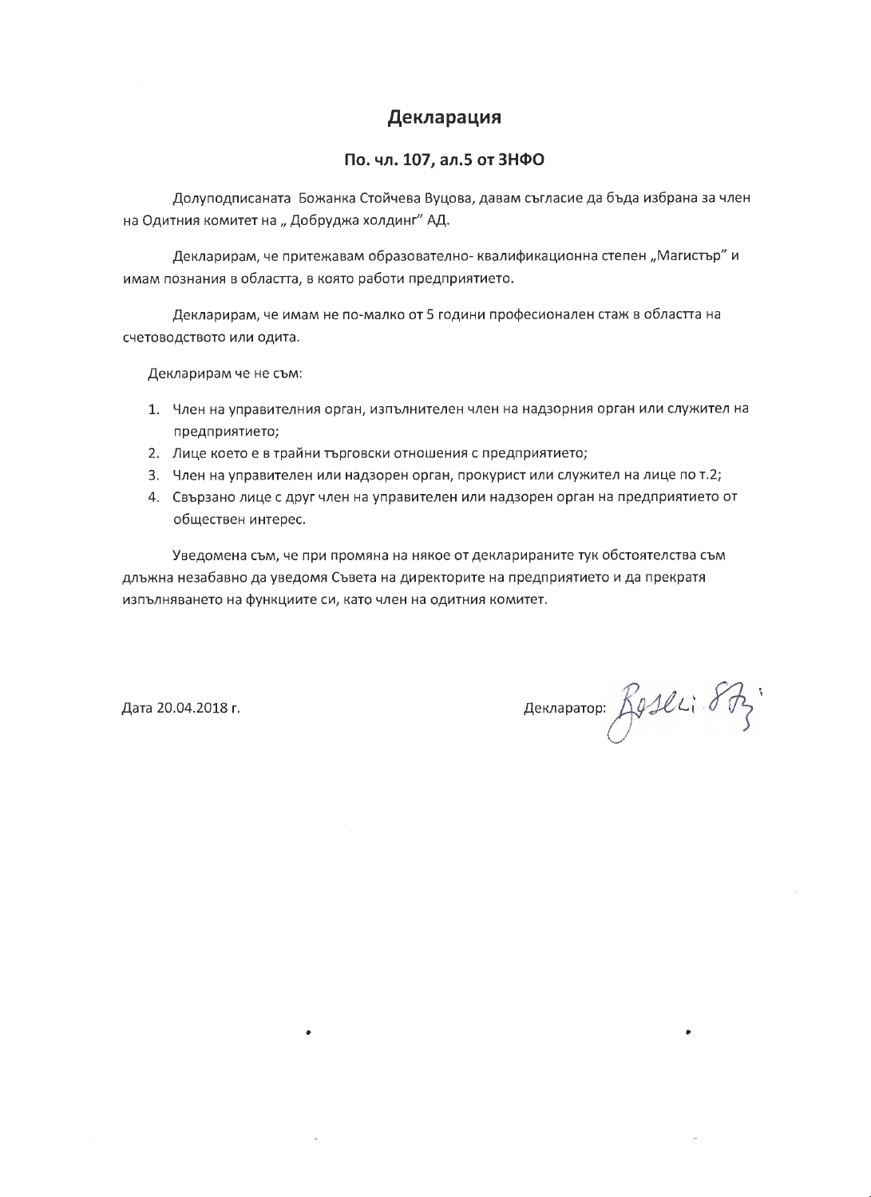# Декларация

## По. чл. 107, ал.5 от ЗНФО

Долуподписаната Божанка Стойчева Вуцова, давам съгласие да бъда избрана за член на Одитния комитет на „ Добруджа холдинг" АД.

Декларирам, че притежавам образователно- квалификационна степен „Магистър" и имам познания в областта, в която работи предприятието.

Декларирам, че имам не по-малко от 5 години професионален стаж в областта на счетоводството или одита.

Декларирам че не съм:

1. Член на управителния орган, изпълнителен член на надзорния орган или служител на предприятието;
2. Лице което е в трайни търговски отношения с предприятието;
3. Член на управителен или надзорен орган, прокурист или служител на лице по т.2;
4. Свързано лице с друг член на управителен или надзорен орган на предприятието от обществен интерес.

Уведомена съм, че при промяна на някое от декларираните тук обстоятелства съм длъжна незабавно да уведомя Съвета на директорите на предприятието и да прекратя изпълняването на функциите си, като член на одитния комитет.

Дата 20.04.2018 г.

Декларатор: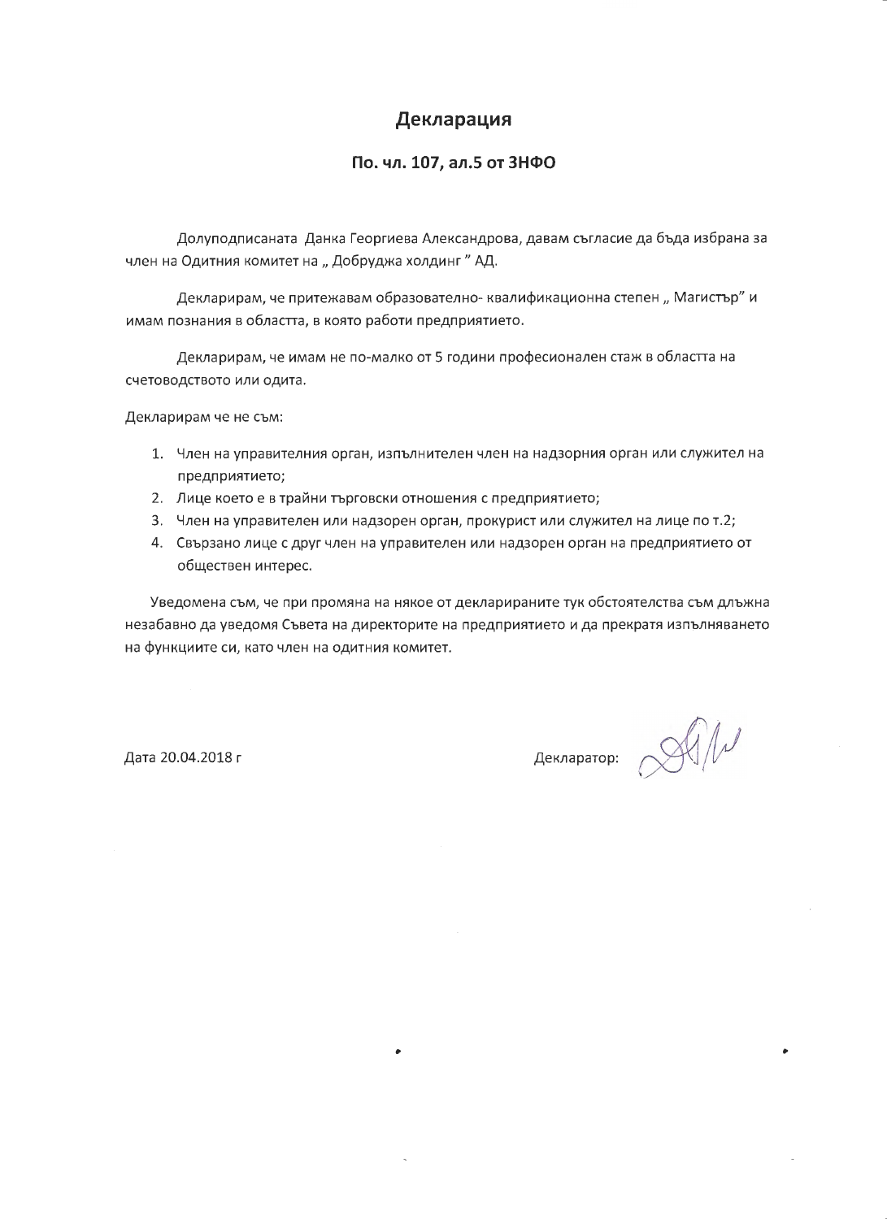# Декларация

## По. чл. 107, ал.5 от ЗНФО

Долуподписаната Данка Георгиева Александрова, давам съгласие да бъда избрана за член на Одитния комитет на „ Добруджа холдинг ” АД.

Декларирам, че притежавам образователно- квалификационна степен „ Магистър” и имам познания в областта, в която работи предприятието.

Декларирам, че имам не по-малко от 5 години професионален стаж в областта на счетоводството или одита.

Декларирам че не съм:

1. Член на управителния орган, изпълнителен член на надзорния орган или служител на предприятието;
2. Лице което е в трайни търговски отношения с предприятието;
3. Член на управителен или надзорен орган, прокурист или служител на лице по т.2;
4. Свързано лице с друг член на управителен или надзорен орган на предприятието от обществен интерес.

Уведомена съм, че при промяна на някое от декларираните тук обстоятелства съм длъжна незабавно да уведомя Съвета на директорите на предприятието и да прекратя изпълняването на функциите си, като член на одитния комитет.

Дата 20.04.2018 г

Декларатор: